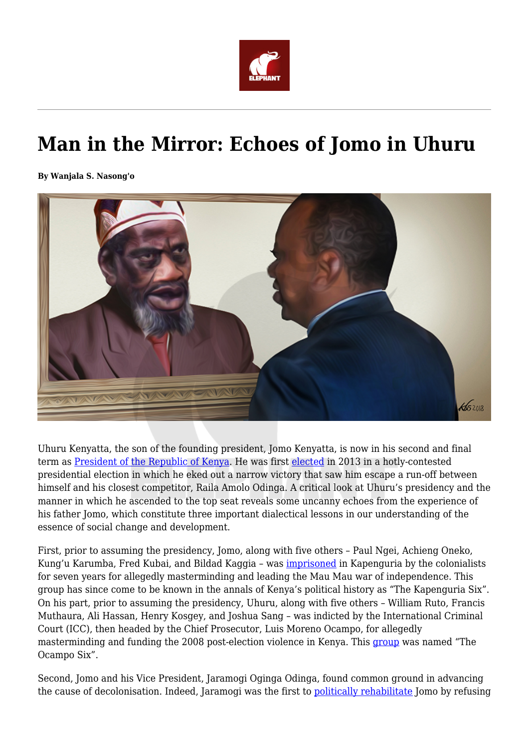# Man in the Mirror: Echoes of Jomo in Uhuru

**By Wanjala S. Nasong'o**

Uhuru Kenyatta, the son of the founding president, Jomo Kenyatta, is now in his second and final term as President of the Republic of Kenya. He was first elected in 2013 in a hotly-contested presidential election in which he eked out a narrow victory that saw him escape a run-off between himself and his closest competitor, Raila Amolo Odinga. A critical look at Uhuru's presidency and the manner in which he ascended to the top seat reveals some uncanny echoes from the experience of his father Jomo, which constitute three important dialectical lessons in our understanding of the essence of social change and development.

First, prior to assuming the presidency, Jomo, along with five others – Paul Ngei, Achieng Oneko, Kung'u Karumba, Fred Kubai, and Bildad Kaggia – was imprisoned in Kapenguria by the colonialists for seven years for allegedly masterminding and leading the Mau Mau war of independence. This group has since come to be known in the annals of Kenya's political history as "The Kapenguria Six". On his part, prior to assuming the presidency, Uhuru, along with five others – William Ruto, Francis Muthaura, Ali Hassan, Henry Kosgey, and Joshua Sang – was indicted by the International Criminal Court (ICC), then headed by the Chief Prosecutor, Luis Moreno Ocampo, for allegedly masterminding and funding the 2008 post-election violence in Kenya. This group was named "The Ocampo Six".

Second, Jomo and his Vice President, Jaramogi Oginga Odinga, found common ground in advancing the cause of decolonisation. Indeed, Jaramogi was the first to politically rehabilitate Jomo by refusing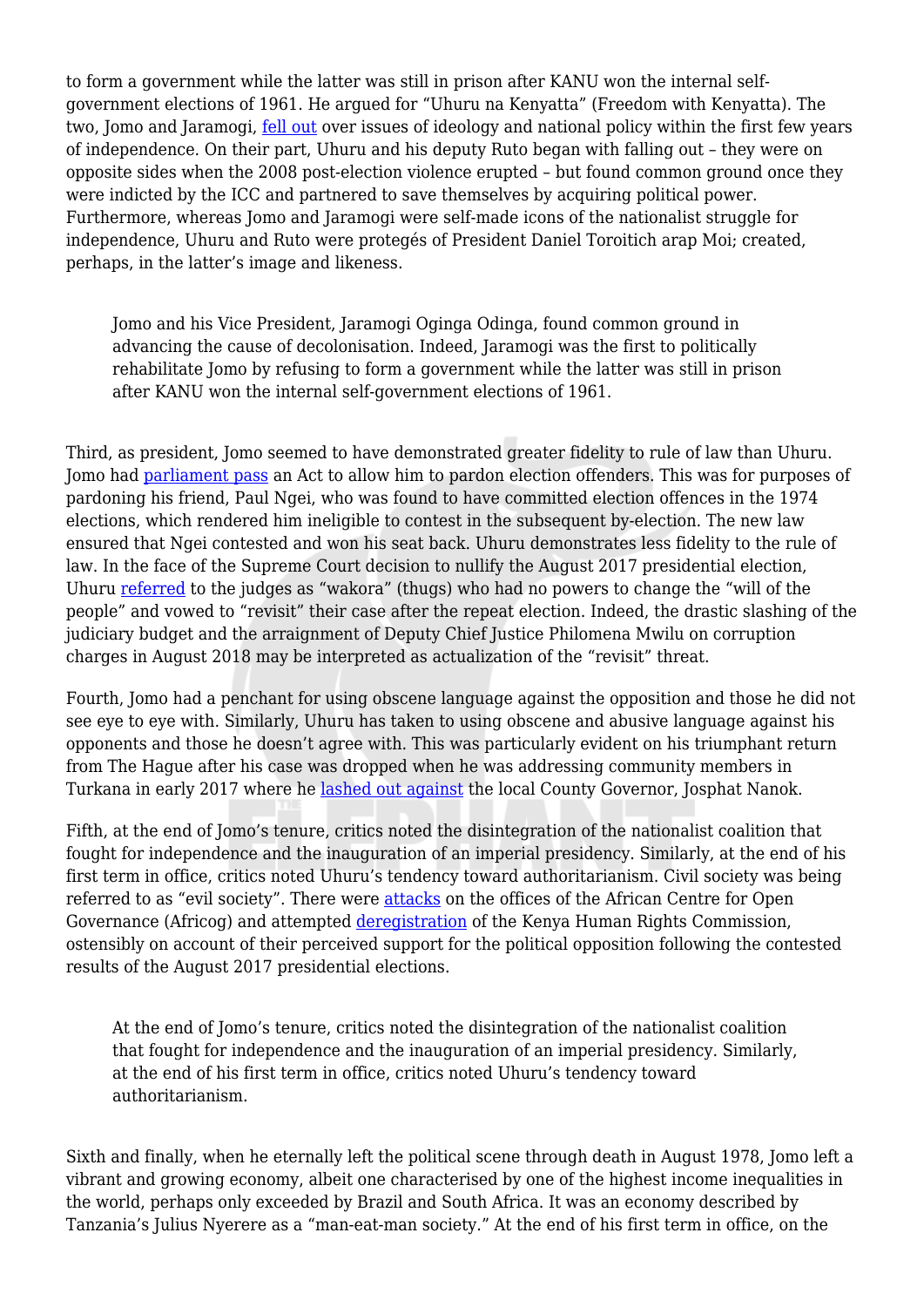to form a government while the latter was still in prison after KANU won the internal self-government elections of 1961. He argued for "Uhuru na Kenyatta" (Freedom with Kenyatta). The two, Jomo and Jaramogi, fell out over issues of ideology and national policy within the first few years of independence. On their part, Uhuru and his deputy Ruto began with falling out – they were on opposite sides when the 2008 post-election violence erupted – but found common ground once they were indicted by the ICC and partnered to save themselves by acquiring political power. Furthermore, whereas Jomo and Jaramogi were self-made icons of the nationalist struggle for independence, Uhuru and Ruto were protegés of President Daniel Toroitich arap Moi; created, perhaps, in the latter's image and likeness.

> Jomo and his Vice President, Jaramogi Oginga Odinga, found common ground in advancing the cause of decolonisation. Indeed, Jaramogi was the first to politically rehabilitate Jomo by refusing to form a government while the latter was still in prison after KANU won the internal self-government elections of 1961.

Third, as president, Jomo seemed to have demonstrated greater fidelity to rule of law than Uhuru. Jomo had parliament pass an Act to allow him to pardon election offenders. This was for purposes of pardoning his friend, Paul Ngei, who was found to have committed election offences in the 1974 elections, which rendered him ineligible to contest in the subsequent by-election. The new law ensured that Ngei contested and won his seat back. Uhuru demonstrates less fidelity to the rule of law. In the face of the Supreme Court decision to nullify the August 2017 presidential election, Uhuru referred to the judges as "wakora" (thugs) who had no powers to change the "will of the people" and vowed to "revisit" their case after the repeat election. Indeed, the drastic slashing of the judiciary budget and the arraignment of Deputy Chief Justice Philomena Mwilu on corruption charges in August 2018 may be interpreted as actualization of the "revisit" threat.

Fourth, Jomo had a penchant for using obscene language against the opposition and those he did not see eye to eye with. Similarly, Uhuru has taken to using obscene and abusive language against his opponents and those he doesn't agree with. This was particularly evident on his triumphant return from The Hague after his case was dropped when he was addressing community members in Turkana in early 2017 where he lashed out against the local County Governor, Josphat Nanok.

Fifth, at the end of Jomo's tenure, critics noted the disintegration of the nationalist coalition that fought for independence and the inauguration of an imperial presidency. Similarly, at the end of his first term in office, critics noted Uhuru's tendency toward authoritarianism. Civil society was being referred to as "evil society". There were attacks on the offices of the African Centre for Open Governance (Africog) and attempted deregistration of the Kenya Human Rights Commission, ostensibly on account of their perceived support for the political opposition following the contested results of the August 2017 presidential elections.

> At the end of Jomo's tenure, critics noted the disintegration of the nationalist coalition that fought for independence and the inauguration of an imperial presidency. Similarly, at the end of his first term in office, critics noted Uhuru's tendency toward authoritarianism.

Sixth and finally, when he eternally left the political scene through death in August 1978, Jomo left a vibrant and growing economy, albeit one characterised by one of the highest income inequalities in the world, perhaps only exceeded by Brazil and South Africa. It was an economy described by Tanzania's Julius Nyerere as a "man-eat-man society." At the end of his first term in office, on the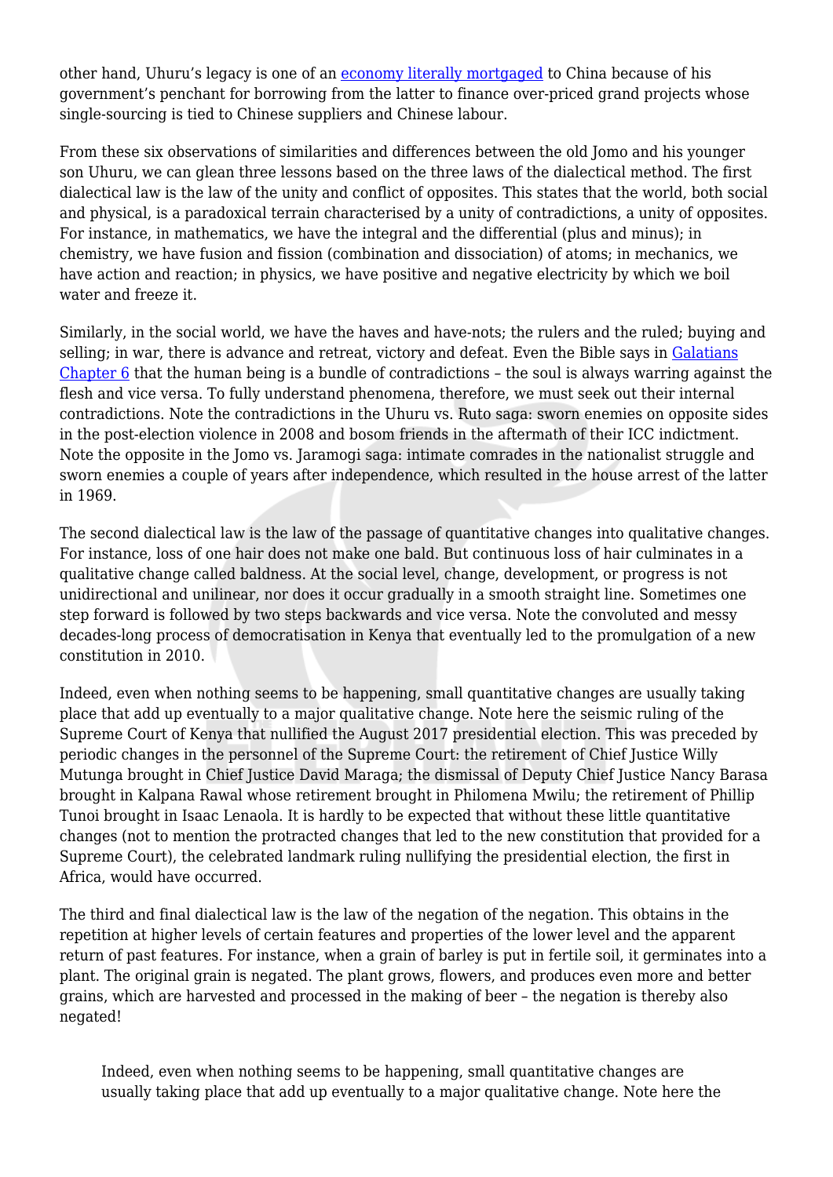other hand, Uhuru's legacy is one of an economy literally mortgaged to China because of his government's penchant for borrowing from the latter to finance over-priced grand projects whose single-sourcing is tied to Chinese suppliers and Chinese labour.

From these six observations of similarities and differences between the old Jomo and his younger son Uhuru, we can glean three lessons based on the three laws of the dialectical method. The first dialectical law is the law of the unity and conflict of opposites. This states that the world, both social and physical, is a paradoxical terrain characterised by a unity of contradictions, a unity of opposites. For instance, in mathematics, we have the integral and the differential (plus and minus); in chemistry, we have fusion and fission (combination and dissociation) of atoms; in mechanics, we have action and reaction; in physics, we have positive and negative electricity by which we boil water and freeze it.

Similarly, in the social world, we have the haves and have-nots; the rulers and the ruled; buying and selling; in war, there is advance and retreat, victory and defeat. Even the Bible says in Galatians Chapter 6 that the human being is a bundle of contradictions – the soul is always warring against the flesh and vice versa. To fully understand phenomena, therefore, we must seek out their internal contradictions. Note the contradictions in the Uhuru vs. Ruto saga: sworn enemies on opposite sides in the post-election violence in 2008 and bosom friends in the aftermath of their ICC indictment. Note the opposite in the Jomo vs. Jaramogi saga: intimate comrades in the nationalist struggle and sworn enemies a couple of years after independence, which resulted in the house arrest of the latter in 1969.

The second dialectical law is the law of the passage of quantitative changes into qualitative changes. For instance, loss of one hair does not make one bald. But continuous loss of hair culminates in a qualitative change called baldness. At the social level, change, development, or progress is not unidirectional and unilinear, nor does it occur gradually in a smooth straight line. Sometimes one step forward is followed by two steps backwards and vice versa. Note the convoluted and messy decades-long process of democratisation in Kenya that eventually led to the promulgation of a new constitution in 2010.

Indeed, even when nothing seems to be happening, small quantitative changes are usually taking place that add up eventually to a major qualitative change. Note here the seismic ruling of the Supreme Court of Kenya that nullified the August 2017 presidential election. This was preceded by periodic changes in the personnel of the Supreme Court: the retirement of Chief Justice Willy Mutunga brought in Chief Justice David Maraga; the dismissal of Deputy Chief Justice Nancy Barasa brought in Kalpana Rawal whose retirement brought in Philomena Mwilu; the retirement of Phillip Tunoi brought in Isaac Lenaola. It is hardly to be expected that without these little quantitative changes (not to mention the protracted changes that led to the new constitution that provided for a Supreme Court), the celebrated landmark ruling nullifying the presidential election, the first in Africa, would have occurred.

The third and final dialectical law is the law of the negation of the negation. This obtains in the repetition at higher levels of certain features and properties of the lower level and the apparent return of past features. For instance, when a grain of barley is put in fertile soil, it germinates into a plant. The original grain is negated. The plant grows, flowers, and produces even more and better grains, which are harvested and processed in the making of beer – the negation is thereby also negated!

> Indeed, even when nothing seems to be happening, small quantitative changes are usually taking place that add up eventually to a major qualitative change. Note here the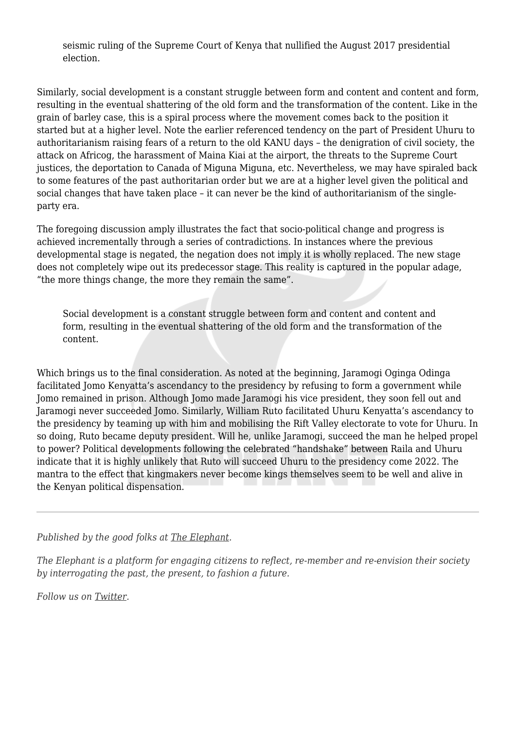> seismic ruling of the Supreme Court of Kenya that nullified the August 2017 presidential election.

Similarly, social development is a constant struggle between form and content and content and form, resulting in the eventual shattering of the old form and the transformation of the content. Like in the grain of barley case, this is a spiral process where the movement comes back to the position it started but at a higher level. Note the earlier referenced tendency on the part of President Uhuru to authoritarianism raising fears of a return to the old KANU days – the denigration of civil society, the attack on Africog, the harassment of Maina Kiai at the airport, the threats to the Supreme Court justices, the deportation to Canada of Miguna Miguna, etc. Nevertheless, we may have spiraled back to some features of the past authoritarian order but we are at a higher level given the political and social changes that have taken place – it can never be the kind of authoritarianism of the single-party era.

The foregoing discussion amply illustrates the fact that socio-political change and progress is achieved incrementally through a series of contradictions. In instances where the previous developmental stage is negated, the negation does not imply it is wholly replaced. The new stage does not completely wipe out its predecessor stage. This reality is captured in the popular adage, "the more things change, the more they remain the same".

> Social development is a constant struggle between form and content and content and form, resulting in the eventual shattering of the old form and the transformation of the content.

Which brings us to the final consideration. As noted at the beginning, Jaramogi Oginga Odinga facilitated Jomo Kenyatta's ascendancy to the presidency by refusing to form a government while Jomo remained in prison. Although Jomo made Jaramogi his vice president, they soon fell out and Jaramogi never succeeded Jomo. Similarly, William Ruto facilitated Uhuru Kenyatta's ascendancy to the presidency by teaming up with him and mobilising the Rift Valley electorate to vote for Uhuru. In so doing, Ruto became deputy president. Will he, unlike Jaramogi, succeed the man he helped propel to power? Political developments following the celebrated "handshake" between Raila and Uhuru indicate that it is highly unlikely that Ruto will succeed Uhuru to the presidency come 2022. The mantra to the effect that kingmakers never become kings themselves seem to be well and alive in the Kenyan political dispensation.

---

*Published by the good folks at The Elephant.*

*The Elephant is a platform for engaging citizens to reflect, re-member and re-envision their society by interrogating the past, the present, to fashion a future.*

*Follow us on Twitter.*